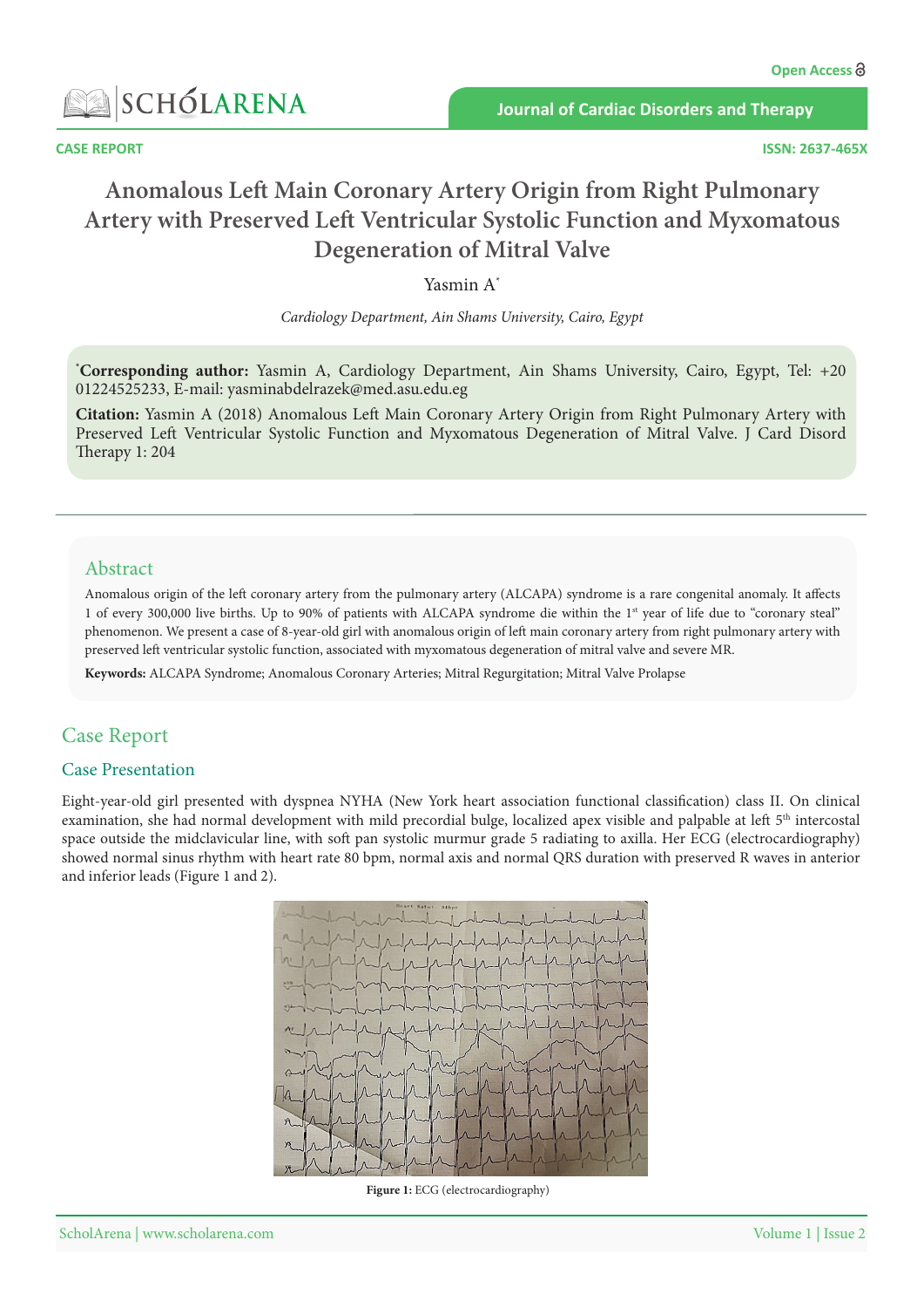CASE REPORT

# Anomalous Left Main Coronary Artery Origin from Right Pulmonary Artery with Preserved Left Ventricular Systolic Function and Myxomatous Degeneration of Mitral Valve

Yasmin A*

*Cardiology Department, Ain Shams University, Cairo, Egypt*

***Corresponding author:** Yasmin A, Cardiology Department, Ain Shams University, Cairo, Egypt, Tel: +20 01224525233, E-mail: yasminabdelrazek@med.asu.edu.eg

**Citation:** Yasmin A (2018) Anomalous Left Main Coronary Artery Origin from Right Pulmonary Artery with Preserved Left Ventricular Systolic Function and Myxomatous Degeneration of Mitral Valve. J Card Disord Therapy 1: 204

## Abstract

Anomalous origin of the left coronary artery from the pulmonary artery (ALCAPA) syndrome is a rare congenital anomaly. It affects 1 of every 300,000 live births. Up to 90% of patients with ALCAPA syndrome die within the 1st year of life due to "coronary steal" phenomenon. We present a case of 8-year-old girl with anomalous origin of left main coronary artery from right pulmonary artery with preserved left ventricular systolic function, associated with myxomatous degeneration of mitral valve and severe MR.

**Keywords:** ALCAPA Syndrome; Anomalous Coronary Arteries; Mitral Regurgitation; Mitral Valve Prolapse

## Case Report

### Case Presentation

Eight-year-old girl presented with dyspnea NYHA (New York heart association functional classification) class II. On clinical examination, she had normal development with mild precordial bulge, localized apex visible and palpable at left 5th intercostal space outside the midclavicular line, with soft pan systolic murmur grade 5 radiating to axilla. Her ECG (electrocardiography) showed normal sinus rhythm with heart rate 80 bpm, normal axis and normal QRS duration with preserved R waves in anterior and inferior leads (Figure 1 and 2).

**Figure 1:** ECG (electrocardiography)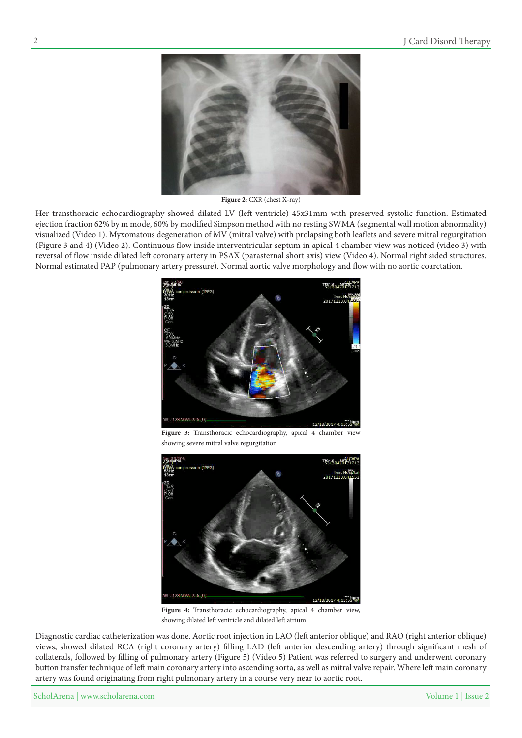Figure 2: CXR (chest X-ray)

Her transthoracic echocardiography showed dilated LV (left ventricle) 45x31mm with preserved systolic function. Estimated ejection fraction 62% by m mode, 60% by modified Simpson method with no resting SWMA (segmental wall motion abnormality) visualized (Video 1). Myxomatous degeneration of MV (mitral valve) with prolapsing both leaflets and severe mitral regurgitation (Figure 3 and 4) (Video 2). Continuous flow inside interventricular septum in apical 4 chamber view was noticed (video 3) with reversal of flow inside dilated left coronary artery in PSAX (parasternal short axis) view (Video 4). Normal right sided structures. Normal estimated PAP (pulmonary artery pressure). Normal aortic valve morphology and flow with no aortic coarctation.

**Figure 3:** Transthoracic echocardiography, apical 4 chamber view showing severe mitral valve regurgitation

**Figure 4:** Transthoracic echocardiography, apical 4 chamber view, showing dilated left ventricle and dilated left atrium

Diagnostic cardiac catheterization was done. Aortic root injection in LAO (left anterior oblique) and RAO (right anterior oblique) views, showed dilated RCA (right coronary artery) filling LAD (left anterior descending artery) through significant mesh of collaterals, followed by filling of pulmonary artery (Figure 5) (Video 5) Patient was referred to surgery and underwent coronary button transfer technique of left main coronary artery into ascending aorta, as well as mitral valve repair. Where left main coronary artery was found originating from right pulmonary artery in a course very near to aortic root.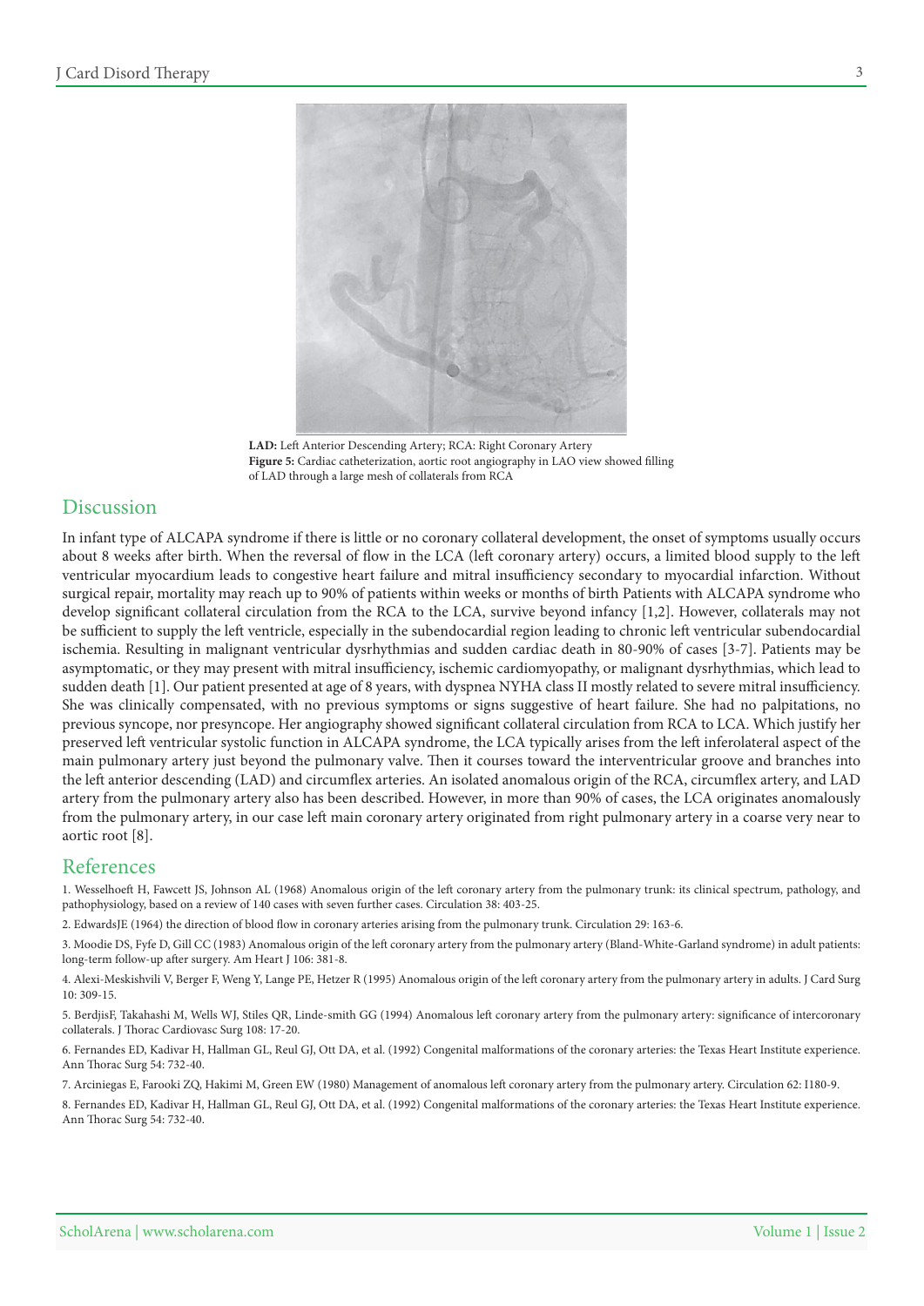**LAD:** Left Anterior Descending Artery; RCA: Right Coronary Artery
**Figure 5:** Cardiac catheterization, aortic root angiography in LAO view showed filling of LAD through a large mesh of collaterals from RCA

## Discussion

In infant type of ALCAPA syndrome if there is little or no coronary collateral development, the onset of symptoms usually occurs about 8 weeks after birth. When the reversal of flow in the LCA (left coronary artery) occurs, a limited blood supply to the left ventricular myocardium leads to congestive heart failure and mitral insufficiency secondary to myocardial infarction. Without surgical repair, mortality may reach up to 90% of patients within weeks or months of birth Patients with ALCAPA syndrome who develop significant collateral circulation from the RCA to the LCA, survive beyond infancy [1,2]. However, collaterals may not be sufficient to supply the left ventricle, especially in the subendocardial region leading to chronic left ventricular subendocardial ischemia. Resulting in malignant ventricular dysrhythmias and sudden cardiac death in 80-90% of cases [3-7]. Patients may be asymptomatic, or they may present with mitral insufficiency, ischemic cardiomyopathy, or malignant dysrhythmias, which lead to sudden death [1]. Our patient presented at age of 8 years, with dyspnea NYHA class II mostly related to severe mitral insufficiency. She was clinically compensated, with no previous symptoms or signs suggestive of heart failure. She had no palpitations, no previous syncope, nor presyncope. Her angiography showed significant collateral circulation from RCA to LCA. Which justify her preserved left ventricular systolic function in ALCAPA syndrome, the LCA typically arises from the left inferolateral aspect of the main pulmonary artery just beyond the pulmonary valve. Then it courses toward the interventricular groove and branches into the left anterior descending (LAD) and circumflex arteries. An isolated anomalous origin of the RCA, circumflex artery, and LAD artery from the pulmonary artery also has been described. However, in more than 90% of cases, the LCA originates anomalously from the pulmonary artery, in our case left main coronary artery originated from right pulmonary artery in a coarse very near to aortic root [8].

## References

1. Wesselhoeft H, Fawcett JS, Johnson AL (1968) Anomalous origin of the left coronary artery from the pulmonary trunk: its clinical spectrum, pathology, and pathophysiology, based on a review of 140 cases with seven further cases. Circulation 38: 403-25.

2. EdwardsJE (1964) the direction of blood flow in coronary arteries arising from the pulmonary trunk. Circulation 29: 163-6.

3. Moodie DS, Fyfe D, Gill CC (1983) Anomalous origin of the left coronary artery from the pulmonary artery (Bland-White-Garland syndrome) in adult patients: long-term follow-up after surgery. Am Heart J 106: 381-8.

4. Alexi-Meskishvili V, Berger F, Weng Y, Lange PE, Hetzer R (1995) Anomalous origin of the left coronary artery from the pulmonary artery in adults. J Card Surg 10: 309-15.

5. BerdjisF, Takahashi M, Wells WJ, Stiles QR, Linde-smith GG (1994) Anomalous left coronary artery from the pulmonary artery: significance of intercoronary collaterals. J Thorac Cardiovasc Surg 108: 17-20.

6. Fernandes ED, Kadivar H, Hallman GL, Reul GJ, Ott DA, et al. (1992) Congenital malformations of the coronary arteries: the Texas Heart Institute experience. Ann Thorac Surg 54: 732-40.

7. Arciniegas E, Farooki ZQ, Hakimi M, Green EW (1980) Management of anomalous left coronary artery from the pulmonary artery. Circulation 62: I180-9.

8. Fernandes ED, Kadivar H, Hallman GL, Reul GJ, Ott DA, et al. (1992) Congenital malformations of the coronary arteries: the Texas Heart Institute experience. Ann Thorac Surg 54: 732-40.